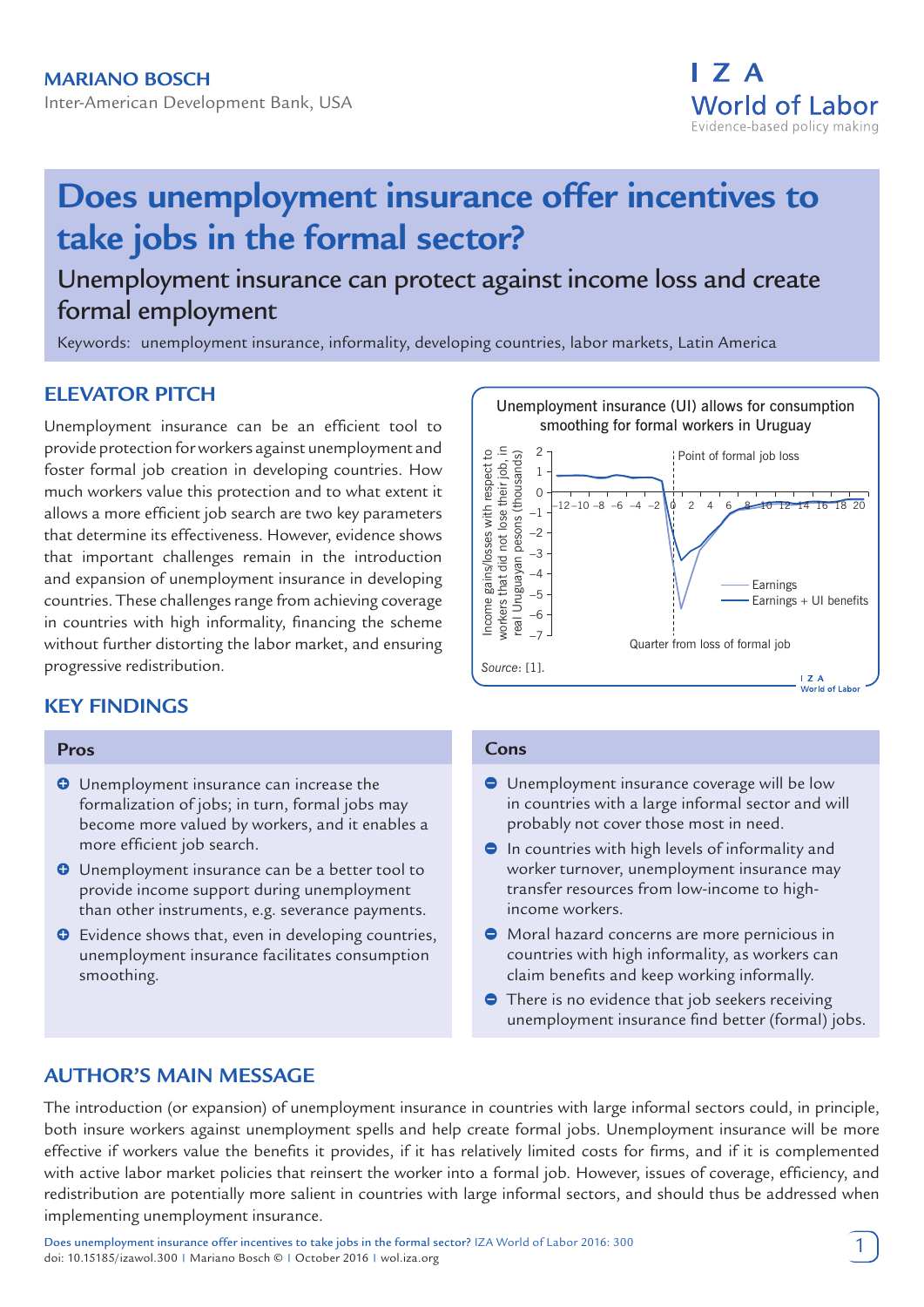**MARIANO BOSCH**

Inter-American Development Bank, USA

# Does unemployment insurance offer incentives to take jobs in the formal sector?

## Unemployment insurance can protect against income loss and create formal employment

Keywords: unemployment insurance, informality, developing countries, labor markets, Latin America

## ELEVATOR PITCH

Unemployment insurance can be an efficient tool to provide protection for workers against unemployment and foster formal job creation in developing countries. How much workers value this protection and to what extent it allows a more efficient job search are two key parameters that determine its effectiveness. However, evidence shows that important challenges remain in the introduction and expansion of unemployment insurance in developing countries. These challenges range from achieving coverage in countries with high informality, financing the scheme without further distorting the labor market, and ensuring progressive redistribution.

Unemployment insurance (UI) allows for consumption smoothing for formal workers in Uruguay

Source: [1].

## KEY FINDINGS

### Pros

- Unemployment insurance can increase the formalization of jobs; in turn, formal jobs may become more valued by workers, and it enables a more efficient job search.
- Unemployment insurance can be a better tool to provide income support during unemployment than other instruments, e.g. severance payments.
- Evidence shows that, even in developing countries, unemployment insurance facilitates consumption smoothing.

### Cons

- Unemployment insurance coverage will be low in countries with a large informal sector and will probably not cover those most in need.
- In countries with high levels of informality and worker turnover, unemployment insurance may transfer resources from low-income to high-income workers.
- Moral hazard concerns are more pernicious in countries with high informality, as workers can claim benefits and keep working informally.
- There is no evidence that job seekers receiving unemployment insurance find better (formal) jobs.

## AUTHOR'S MAIN MESSAGE

The introduction (or expansion) of unemployment insurance in countries with large informal sectors could, in principle, both insure workers against unemployment spells and help create formal jobs. Unemployment insurance will be more effective if workers value the benefits it provides, if it has relatively limited costs for firms, and if it is complemented with active labor market policies that reinsert the worker into a formal job. However, issues of coverage, efficiency, and redistribution are potentially more salient in countries with large informal sectors, and should thus be addressed when implementing unemployment insurance.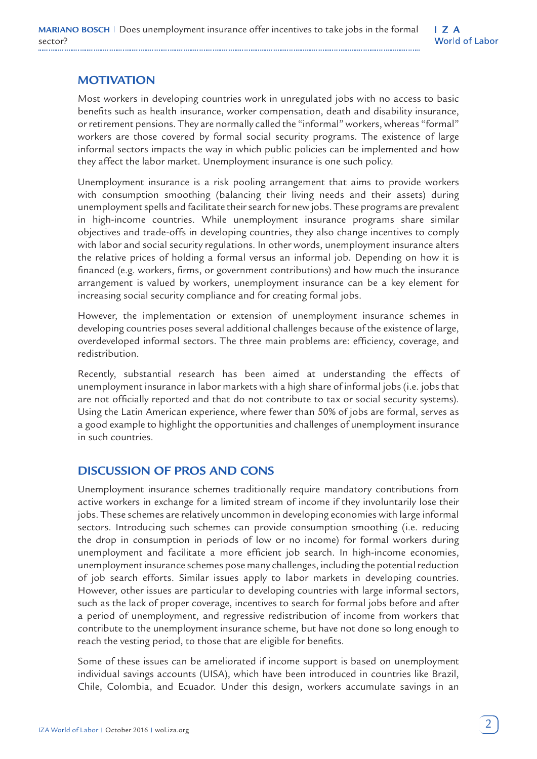## MOTIVATION

Most workers in developing countries work in unregulated jobs with no access to basic benefits such as health insurance, worker compensation, death and disability insurance, or retirement pensions. They are normally called the "informal" workers, whereas "formal" workers are those covered by formal social security programs. The existence of large informal sectors impacts the way in which public policies can be implemented and how they affect the labor market. Unemployment insurance is one such policy.

Unemployment insurance is a risk pooling arrangement that aims to provide workers with consumption smoothing (balancing their living needs and their assets) during unemployment spells and facilitate their search for new jobs. These programs are prevalent in high-income countries. While unemployment insurance programs share similar objectives and trade-offs in developing countries, they also change incentives to comply with labor and social security regulations. In other words, unemployment insurance alters the relative prices of holding a formal versus an informal job. Depending on how it is financed (e.g. workers, firms, or government contributions) and how much the insurance arrangement is valued by workers, unemployment insurance can be a key element for increasing social security compliance and for creating formal jobs.

However, the implementation or extension of unemployment insurance schemes in developing countries poses several additional challenges because of the existence of large, overdeveloped informal sectors. The three main problems are: efficiency, coverage, and redistribution.

Recently, substantial research has been aimed at understanding the effects of unemployment insurance in labor markets with a high share of informal jobs (i.e. jobs that are not officially reported and that do not contribute to tax or social security systems). Using the Latin American experience, where fewer than 50% of jobs are formal, serves as a good example to highlight the opportunities and challenges of unemployment insurance in such countries.

## DISCUSSION OF PROS AND CONS

Unemployment insurance schemes traditionally require mandatory contributions from active workers in exchange for a limited stream of income if they involuntarily lose their jobs. These schemes are relatively uncommon in developing economies with large informal sectors. Introducing such schemes can provide consumption smoothing (i.e. reducing the drop in consumption in periods of low or no income) for formal workers during unemployment and facilitate a more efficient job search. In high-income economies, unemployment insurance schemes pose many challenges, including the potential reduction of job search efforts. Similar issues apply to labor markets in developing countries. However, other issues are particular to developing countries with large informal sectors, such as the lack of proper coverage, incentives to search for formal jobs before and after a period of unemployment, and regressive redistribution of income from workers that contribute to the unemployment insurance scheme, but have not done so long enough to reach the vesting period, to those that are eligible for benefits.

Some of these issues can be ameliorated if income support is based on unemployment individual savings accounts (UISA), which have been introduced in countries like Brazil, Chile, Colombia, and Ecuador. Under this design, workers accumulate savings in an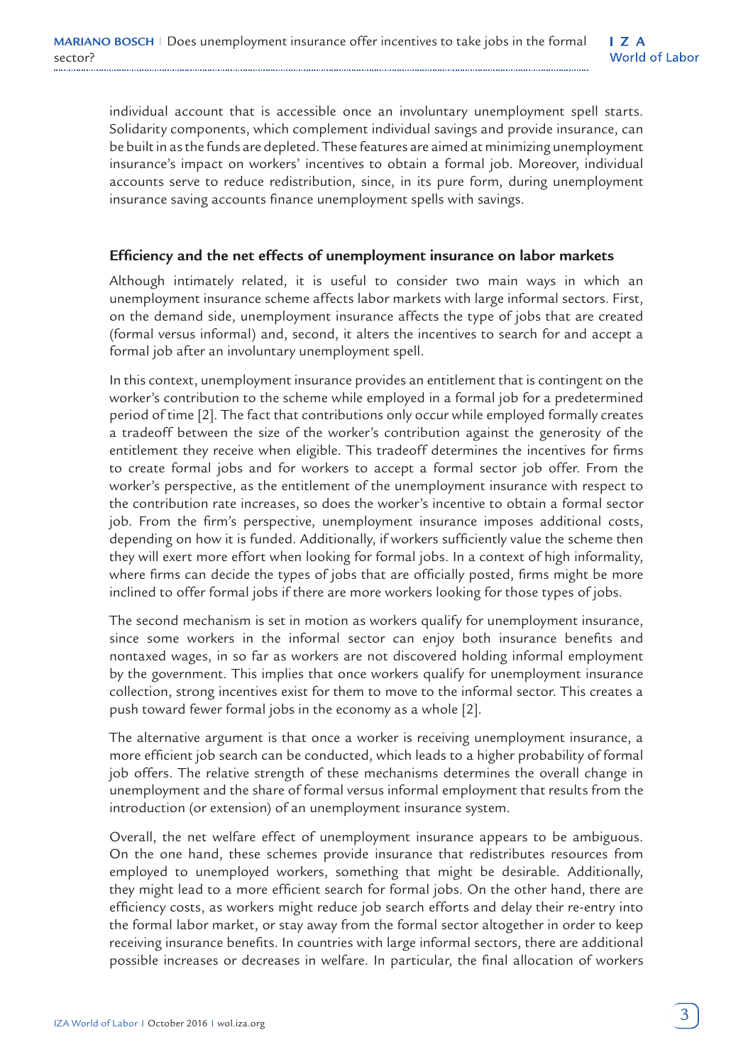individual account that is accessible once an involuntary unemployment spell starts. Solidarity components, which complement individual savings and provide insurance, can be built in as the funds are depleted. These features are aimed at minimizing unemployment insurance's impact on workers' incentives to obtain a formal job. Moreover, individual accounts serve to reduce redistribution, since, in its pure form, during unemployment insurance saving accounts finance unemployment spells with savings.

## Efficiency and the net effects of unemployment insurance on labor markets

Although intimately related, it is useful to consider two main ways in which an unemployment insurance scheme affects labor markets with large informal sectors. First, on the demand side, unemployment insurance affects the type of jobs that are created (formal versus informal) and, second, it alters the incentives to search for and accept a formal job after an involuntary unemployment spell.

In this context, unemployment insurance provides an entitlement that is contingent on the worker's contribution to the scheme while employed in a formal job for a predetermined period of time [2]. The fact that contributions only occur while employed formally creates a tradeoff between the size of the worker's contribution against the generosity of the entitlement they receive when eligible. This tradeoff determines the incentives for firms to create formal jobs and for workers to accept a formal sector job offer. From the worker's perspective, as the entitlement of the unemployment insurance with respect to the contribution rate increases, so does the worker's incentive to obtain a formal sector job. From the firm's perspective, unemployment insurance imposes additional costs, depending on how it is funded. Additionally, if workers sufficiently value the scheme then they will exert more effort when looking for formal jobs. In a context of high informality, where firms can decide the types of jobs that are officially posted, firms might be more inclined to offer formal jobs if there are more workers looking for those types of jobs.

The second mechanism is set in motion as workers qualify for unemployment insurance, since some workers in the informal sector can enjoy both insurance benefits and nontaxed wages, in so far as workers are not discovered holding informal employment by the government. This implies that once workers qualify for unemployment insurance collection, strong incentives exist for them to move to the informal sector. This creates a push toward fewer formal jobs in the economy as a whole [2].

The alternative argument is that once a worker is receiving unemployment insurance, a more efficient job search can be conducted, which leads to a higher probability of formal job offers. The relative strength of these mechanisms determines the overall change in unemployment and the share of formal versus informal employment that results from the introduction (or extension) of an unemployment insurance system.

Overall, the net welfare effect of unemployment insurance appears to be ambiguous. On the one hand, these schemes provide insurance that redistributes resources from employed to unemployed workers, something that might be desirable. Additionally, they might lead to a more efficient search for formal jobs. On the other hand, there are efficiency costs, as workers might reduce job search efforts and delay their re-entry into the formal labor market, or stay away from the formal sector altogether in order to keep receiving insurance benefits. In countries with large informal sectors, there are additional possible increases or decreases in welfare. In particular, the final allocation of workers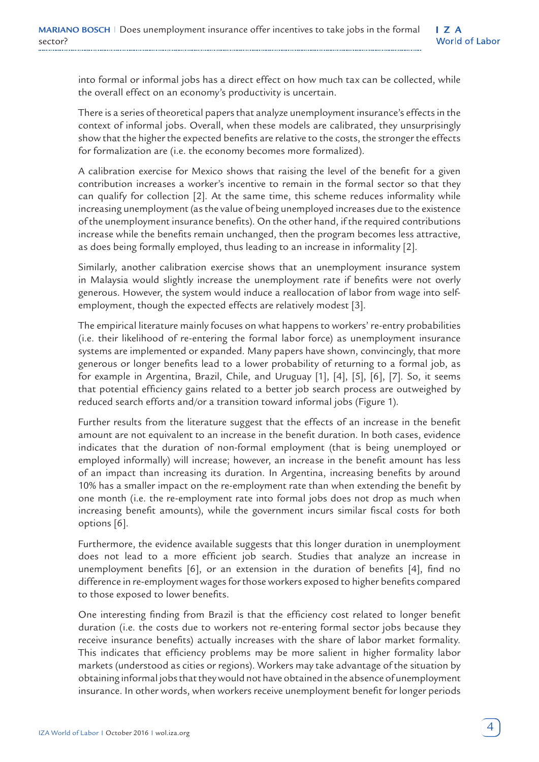into formal or informal jobs has a direct effect on how much tax can be collected, while the overall effect on an economy's productivity is uncertain.

There is a series of theoretical papers that analyze unemployment insurance's effects in the context of informal jobs. Overall, when these models are calibrated, they unsurprisingly show that the higher the expected benefits are relative to the costs, the stronger the effects for formalization are (i.e. the economy becomes more formalized).

A calibration exercise for Mexico shows that raising the level of the benefit for a given contribution increases a worker's incentive to remain in the formal sector so that they can qualify for collection [2]. At the same time, this scheme reduces informality while increasing unemployment (as the value of being unemployed increases due to the existence of the unemployment insurance benefits). On the other hand, if the required contributions increase while the benefits remain unchanged, then the program becomes less attractive, as does being formally employed, thus leading to an increase in informality [2].

Similarly, another calibration exercise shows that an unemployment insurance system in Malaysia would slightly increase the unemployment rate if benefits were not overly generous. However, the system would induce a reallocation of labor from wage into self-employment, though the expected effects are relatively modest [3].

The empirical literature mainly focuses on what happens to workers' re-entry probabilities (i.e. their likelihood of re-entering the formal labor force) as unemployment insurance systems are implemented or expanded. Many papers have shown, convincingly, that more generous or longer benefits lead to a lower probability of returning to a formal job, as for example in Argentina, Brazil, Chile, and Uruguay [1], [4], [5], [6], [7]. So, it seems that potential efficiency gains related to a better job search process are outweighed by reduced search efforts and/or a transition toward informal jobs (Figure 1).

Further results from the literature suggest that the effects of an increase in the benefit amount are not equivalent to an increase in the benefit duration. In both cases, evidence indicates that the duration of non-formal employment (that is being unemployed or employed informally) will increase; however, an increase in the benefit amount has less of an impact than increasing its duration. In Argentina, increasing benefits by around 10% has a smaller impact on the re-employment rate than when extending the benefit by one month (i.e. the re-employment rate into formal jobs does not drop as much when increasing benefit amounts), while the government incurs similar fiscal costs for both options [6].

Furthermore, the evidence available suggests that this longer duration in unemployment does not lead to a more efficient job search. Studies that analyze an increase in unemployment benefits [6], or an extension in the duration of benefits [4], find no difference in re-employment wages for those workers exposed to higher benefits compared to those exposed to lower benefits.

One interesting finding from Brazil is that the efficiency cost related to longer benefit duration (i.e. the costs due to workers not re-entering formal sector jobs because they receive insurance benefits) actually increases with the share of labor market formality. This indicates that efficiency problems may be more salient in higher formality labor markets (understood as cities or regions). Workers may take advantage of the situation by obtaining informal jobs that they would not have obtained in the absence of unemployment insurance. In other words, when workers receive unemployment benefit for longer periods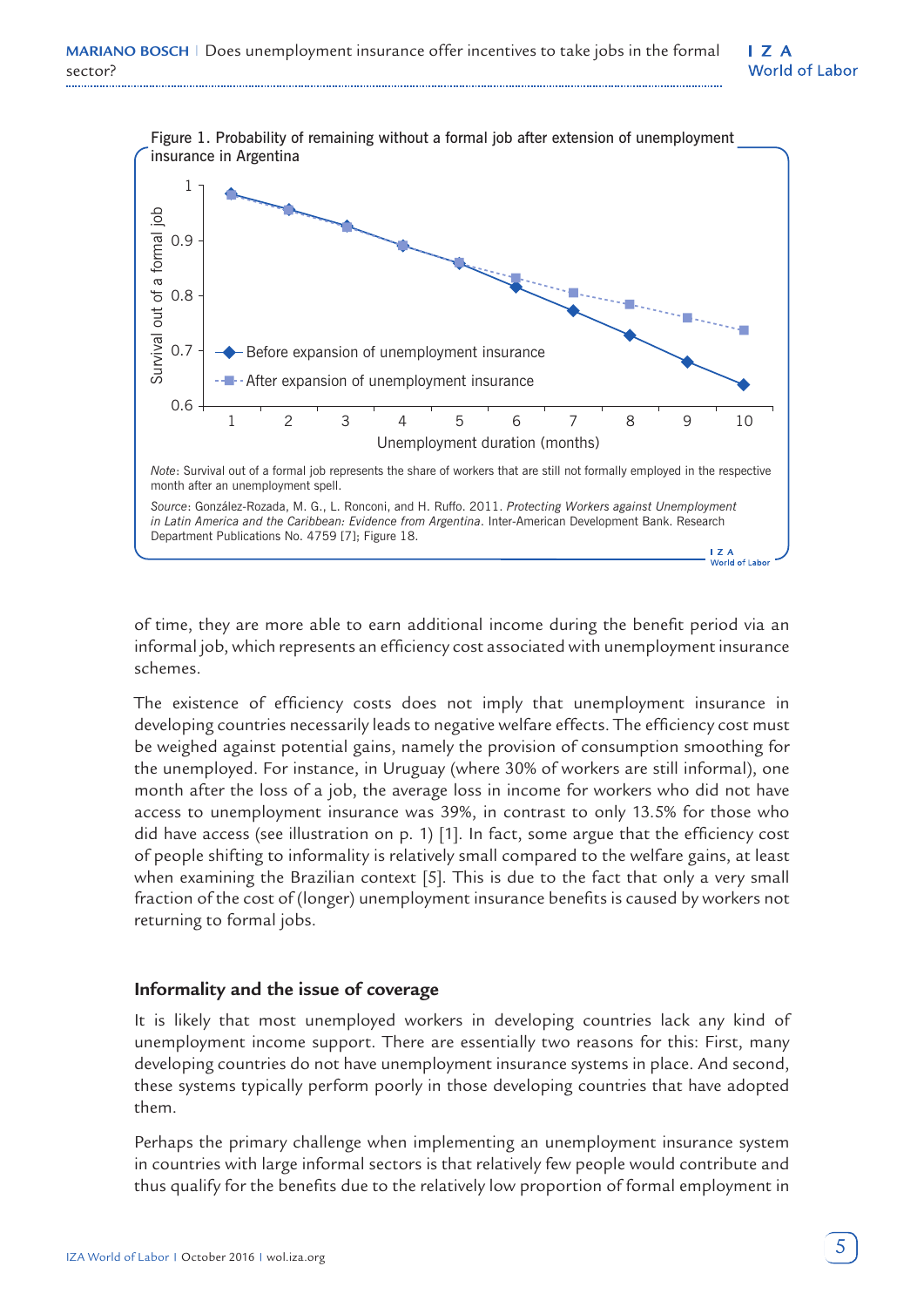Figure 1. Probability of remaining without a formal job after extension of unemployment insurance in Argentina

*Note*: Survival out of a formal job represents the share of workers that are still not formally employed in the respective month after an unemployment spell.

*Source*: González-Rozada, M. G., L. Ronconi, and H. Ruffo. 2011. *Protecting Workers against Unemployment in Latin America and the Caribbean: Evidence from Argentina*. Inter-American Development Bank. Research Department Publications No. 4759 [7]; Figure 18.

of time, they are more able to earn additional income during the benefit period via an informal job, which represents an efficiency cost associated with unemployment insurance schemes.

The existence of efficiency costs does not imply that unemployment insurance in developing countries necessarily leads to negative welfare effects. The efficiency cost must be weighed against potential gains, namely the provision of consumption smoothing for the unemployed. For instance, in Uruguay (where 30% of workers are still informal), one month after the loss of a job, the average loss in income for workers who did not have access to unemployment insurance was 39%, in contrast to only 13.5% for those who did have access (see illustration on p. 1) [1]. In fact, some argue that the efficiency cost of people shifting to informality is relatively small compared to the welfare gains, at least when examining the Brazilian context [5]. This is due to the fact that only a very small fraction of the cost of (longer) unemployment insurance benefits is caused by workers not returning to formal jobs.

## Informality and the issue of coverage

It is likely that most unemployed workers in developing countries lack any kind of unemployment income support. There are essentially two reasons for this: First, many developing countries do not have unemployment insurance systems in place. And second, these systems typically perform poorly in those developing countries that have adopted them.

Perhaps the primary challenge when implementing an unemployment insurance system in countries with large informal sectors is that relatively few people would contribute and thus qualify for the benefits due to the relatively low proportion of formal employment in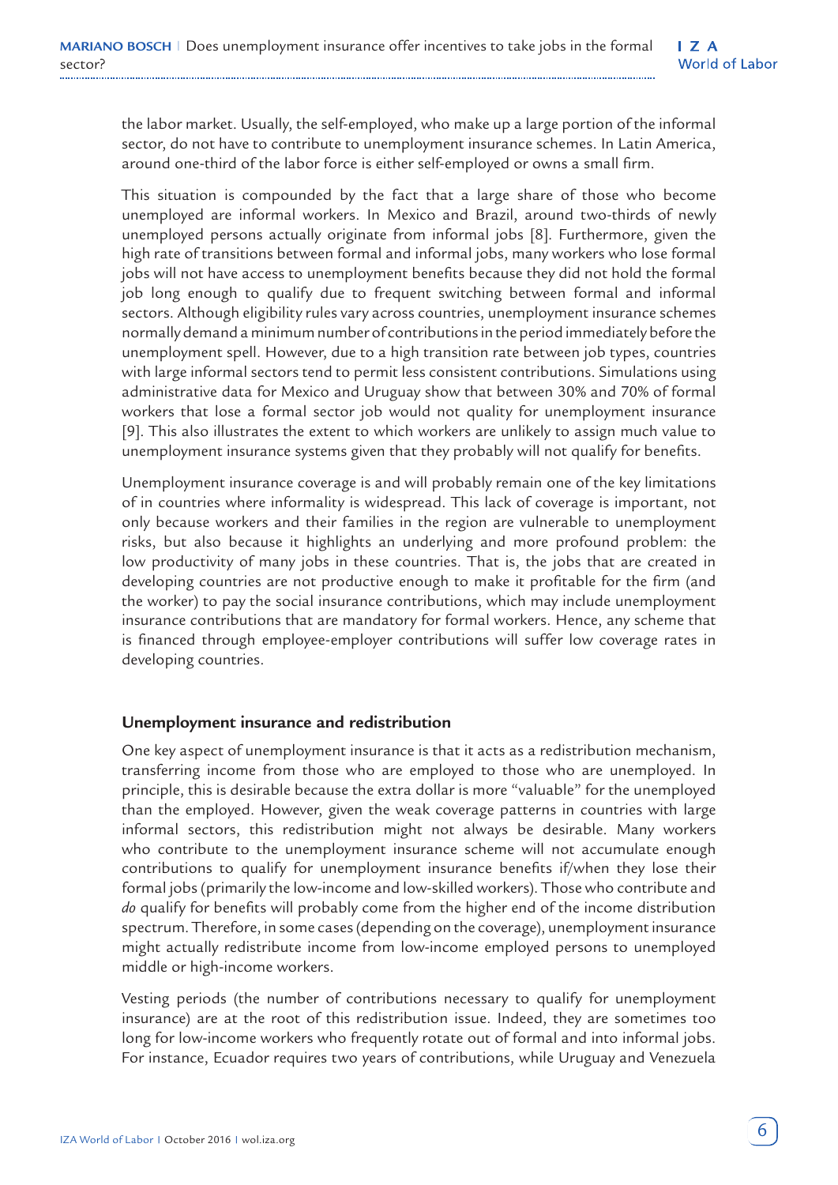the labor market. Usually, the self-employed, who make up a large portion of the informal sector, do not have to contribute to unemployment insurance schemes. In Latin America, around one-third of the labor force is either self-employed or owns a small firm.

This situation is compounded by the fact that a large share of those who become unemployed are informal workers. In Mexico and Brazil, around two-thirds of newly unemployed persons actually originate from informal jobs [8]. Furthermore, given the high rate of transitions between formal and informal jobs, many workers who lose formal jobs will not have access to unemployment benefits because they did not hold the formal job long enough to qualify due to frequent switching between formal and informal sectors. Although eligibility rules vary across countries, unemployment insurance schemes normally demand a minimum number of contributions in the period immediately before the unemployment spell. However, due to a high transition rate between job types, countries with large informal sectors tend to permit less consistent contributions. Simulations using administrative data for Mexico and Uruguay show that between 30% and 70% of formal workers that lose a formal sector job would not quality for unemployment insurance [9]. This also illustrates the extent to which workers are unlikely to assign much value to unemployment insurance systems given that they probably will not qualify for benefits.

Unemployment insurance coverage is and will probably remain one of the key limitations of in countries where informality is widespread. This lack of coverage is important, not only because workers and their families in the region are vulnerable to unemployment risks, but also because it highlights an underlying and more profound problem: the low productivity of many jobs in these countries. That is, the jobs that are created in developing countries are not productive enough to make it profitable for the firm (and the worker) to pay the social insurance contributions, which may include unemployment insurance contributions that are mandatory for formal workers. Hence, any scheme that is financed through employee-employer contributions will suffer low coverage rates in developing countries.

## Unemployment insurance and redistribution

One key aspect of unemployment insurance is that it acts as a redistribution mechanism, transferring income from those who are employed to those who are unemployed. In principle, this is desirable because the extra dollar is more "valuable" for the unemployed than the employed. However, given the weak coverage patterns in countries with large informal sectors, this redistribution might not always be desirable. Many workers who contribute to the unemployment insurance scheme will not accumulate enough contributions to qualify for unemployment insurance benefits if/when they lose their formal jobs (primarily the low-income and low-skilled workers). Those who contribute and *do* qualify for benefits will probably come from the higher end of the income distribution spectrum. Therefore, in some cases (depending on the coverage), unemployment insurance might actually redistribute income from low-income employed persons to unemployed middle or high-income workers.

Vesting periods (the number of contributions necessary to qualify for unemployment insurance) are at the root of this redistribution issue. Indeed, they are sometimes too long for low-income workers who frequently rotate out of formal and into informal jobs. For instance, Ecuador requires two years of contributions, while Uruguay and Venezuela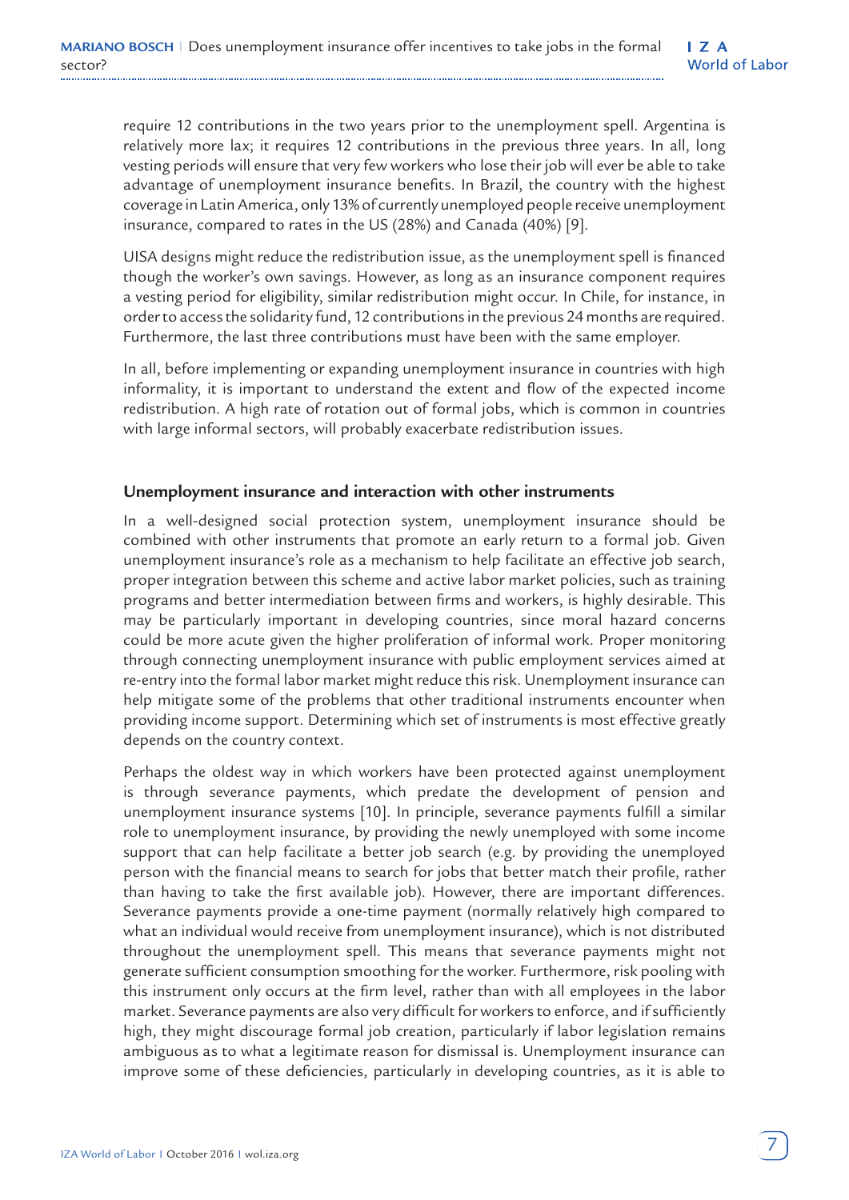require 12 contributions in the two years prior to the unemployment spell. Argentina is relatively more lax; it requires 12 contributions in the previous three years. In all, long vesting periods will ensure that very few workers who lose their job will ever be able to take advantage of unemployment insurance. In Brazil, the country with the highest coverage in Latin America, only 13% of currently unemployed people receive unemployment insurance, compared to rates in the US (28%) and Canada (40%) [9].

UISA designs might reduce the redistribution issue, as the unemployment spell is financed though the worker's own savings. However, as long as an insurance component requires a vesting period for eligibility, similar redistribution might occur. In Chile, for instance, in order to access the solidarity fund, 12 contributions in the previous 24 months are required. Furthermore, the last three contributions must have been with the same employer.

In all, before implementing or expanding unemployment insurance in countries with high informality, it is important to understand the extent and flow of the expected income redistribution. A high rate of rotation out of formal jobs, which is common in countries with large informal sectors, will probably exacerbate redistribution issues.

## Unemployment insurance and interaction with other instruments

In a well-designed social protection system, unemployment insurance should be combined with other instruments that promote an early return to a formal job. Given unemployment insurance's role as a mechanism to help facilitate an effective job search, proper integration between this scheme and active labor market policies, such as training programs and better intermediation between firms and workers, is highly desirable. This may be particularly important in developing countries, since moral hazard concerns could be more acute given the higher proliferation of informal work. Proper monitoring through connecting unemployment insurance with public employment services aimed at re-entry into the formal labor market might reduce this risk. Unemployment insurance can help mitigate some of the problems that other traditional instruments encounter when providing income support. Determining which set of instruments is most effective greatly depends on the country context.

Perhaps the oldest way in which workers have been protected against unemployment is through severance payments, which predate the development of pension and unemployment insurance systems [10]. In principle, severance payments fulfill a similar role to unemployment insurance, by providing the newly unemployed with some income support that can help facilitate a better job search (e.g. by providing the unemployed person with the financial means to search for jobs that better match their profile, rather than having to take the first available job). However, there are important differences. Severance payments provide a one-time payment (normally relatively high compared to what an individual would receive from unemployment insurance), which is not distributed throughout the unemployment spell. This means that severance payments might not generate sufficient consumption smoothing for the worker. Furthermore, risk pooling with this instrument only occurs at the firm level, rather than with all employees in the labor market. Severance payments are also very difficult for workers to enforce, and if sufficiently high, they might discourage formal job creation, particularly if labor legislation remains ambiguous as to what a legitimate reason for dismissal is. Unemployment insurance can improve some of these deficiencies, particularly in developing countries, as it is able to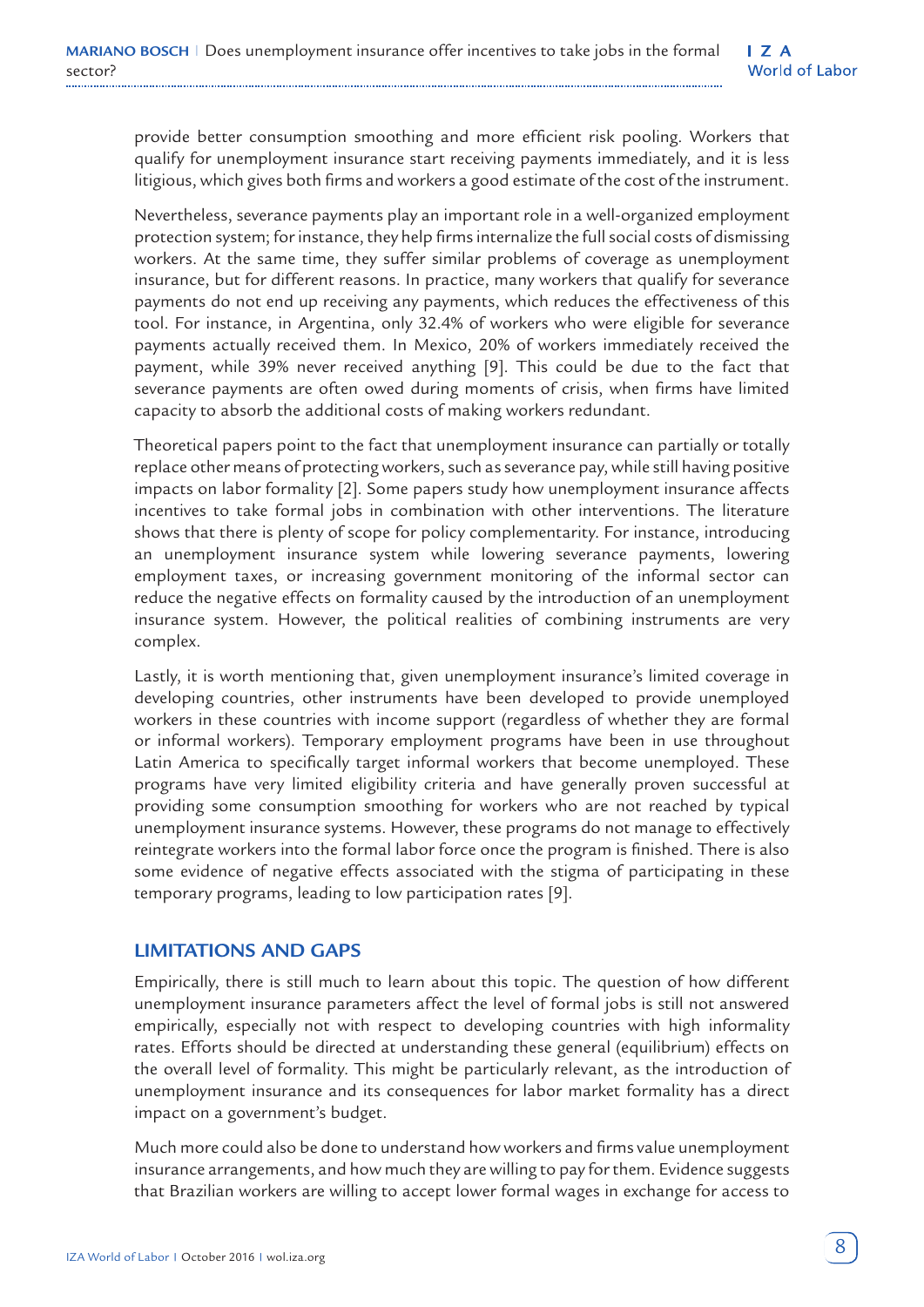provide better consumption smoothing and more efficient risk pooling. Workers that qualify for unemployment insurance start receiving payments immediately, and it is less litigious, which gives both firms and workers a good estimate of the cost of the instrument.

Nevertheless, severance payments play an important role in a well-organized employment protection system; for instance, they help firms internalize the full social costs of dismissing workers. At the same time, they suffer similar problems of coverage as unemployment insurance, but for different reasons. In practice, many workers that qualify for severance payments do not end up receiving any payments, which reduces the effectiveness of this tool. For instance, in Argentina, only 32.4% of workers who were eligible for severance payments actually received them. In Mexico, 20% of workers immediately received the payment, while 39% never received anything [9]. This could be due to the fact that severance payments are often owed during moments of crisis, when firms have limited capacity to absorb the additional costs of making workers redundant.

Theoretical papers point to the fact that unemployment insurance can partially or totally replace other means of protecting workers, such as severance pay, while still having positive impacts on labor formality [2]. Some papers study how unemployment insurance affects incentives to take formal jobs in combination with other interventions. The literature shows that there is plenty of scope for policy complementarity. For instance, introducing an unemployment insurance system while lowering severance payments, lowering employment taxes, or increasing government monitoring of the informal sector can reduce the negative effects on formality caused by the introduction of an unemployment insurance system. However, the political realities of combining instruments are very complex.

Lastly, it is worth mentioning that, given unemployment insurance's limited coverage in developing countries, other instruments have been developed to provide unemployed workers in these countries with income support (regardless of whether they are formal or informal workers). Temporary employment programs have been in use throughout Latin America to specifically target informal workers that become unemployed. These programs have very limited eligibility criteria and have generally proven successful at providing some consumption smoothing for workers who are not reached by typical unemployment insurance systems. However, these programs do not manage to effectively reintegrate workers into the formal labor force once the program is finished. There is also some evidence of negative effects associated with the stigma of participating in these temporary programs, leading to low participation rates [9].

## LIMITATIONS AND GAPS

Empirically, there is still much to learn about this topic. The question of how different unemployment insurance parameters affect the level of formal jobs is still not answered empirically, especially not with respect to developing countries with high informality rates. Efforts should be directed at understanding these general (equilibrium) effects on the overall level of formality. This might be particularly relevant, as the introduction of unemployment insurance and its consequences for labor market formality has a direct impact on a government's budget.

Much more could also be done to understand how workers and firms value unemployment insurance arrangements, and how much they are willing to pay for them. Evidence suggests that Brazilian workers are willing to accept lower formal wages in exchange for access to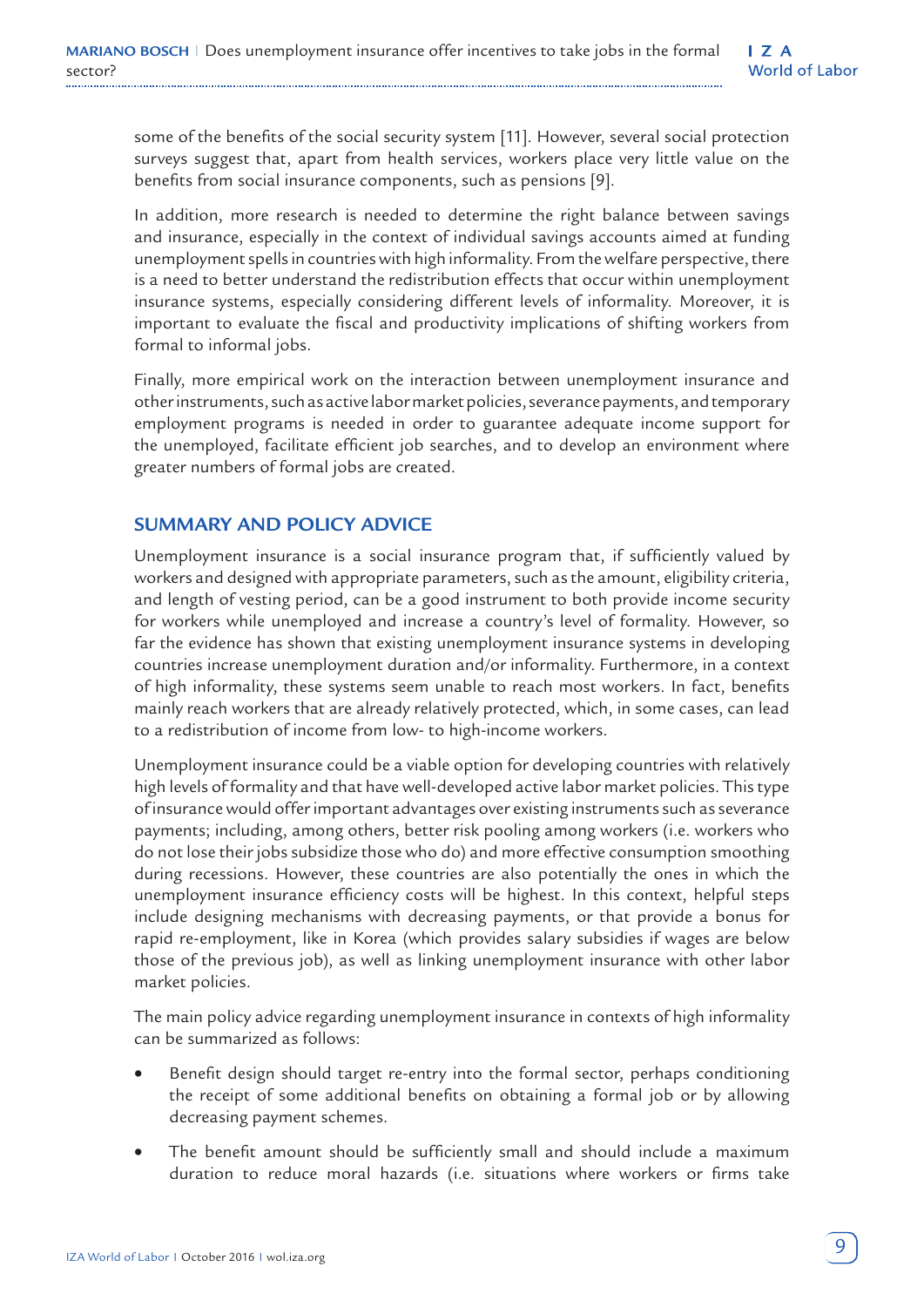some of the benefits of the social security system [11]. However, several social protection surveys suggest that, apart from health services, workers place very little value on the benefits from social insurance components, such as pensions [9].

In addition, more research is needed to determine the right balance between savings and insurance, especially in the context of individual savings accounts aimed at funding unemployment spells in countries with high informality. From the welfare perspective, there is a need to better understand the redistribution effects that occur within unemployment insurance systems, especially considering different levels of informality. Moreover, it is important to evaluate the fiscal and productivity implications of shifting workers from formal to informal jobs.

Finally, more empirical work on the interaction between unemployment insurance and other instruments, such as active labor market policies, severance payments, and temporary employment programs is needed in order to guarantee adequate income support for the unemployed, facilitate efficient job searches, and to develop an environment where greater numbers of formal jobs are created.

## SUMMARY AND POLICY ADVICE

Unemployment insurance is a social insurance program that, if sufficiently valued by workers and designed with appropriate parameters, such as the amount, eligibility criteria, and length of vesting period, can be a good instrument to both provide income security for workers while unemployed and increase a country's level of formality. However, so far the evidence has shown that existing unemployment insurance systems in developing countries increase unemployment duration and/or informality. Furthermore, in a context of high informality, these systems seem unable to reach most workers. In fact, benefits mainly reach workers that are already relatively protected, which, in some cases, can lead to a redistribution of income from low- to high-income workers.

Unemployment insurance could be a viable option for developing countries with relatively high levels of formality and that have well-developed active labor market policies. This type of insurance would offer important advantages over existing instruments such as severance payments; including, among others, better risk pooling among workers (i.e. workers who do not lose their jobs subsidize those who do) and more effective consumption smoothing during recessions. However, these countries are also potentially the ones in which the unemployment insurance efficiency costs will be highest. In this context, helpful steps include designing mechanisms with decreasing payments, or that provide a bonus for rapid re-employment, like in Korea (which provides salary subsidies if wages are below those of the previous job), as well as linking unemployment insurance with other labor market policies.

The main policy advice regarding unemployment insurance in contexts of high informality can be summarized as follows:

- Benefit design should target re-entry into the formal sector, perhaps conditioning the receipt of some additional benefits on obtaining a formal job or by allowing decreasing payment schemes.
- The benefit amount should be sufficiently small and should include a maximum duration to reduce moral hazards (i.e. situations where workers or firms take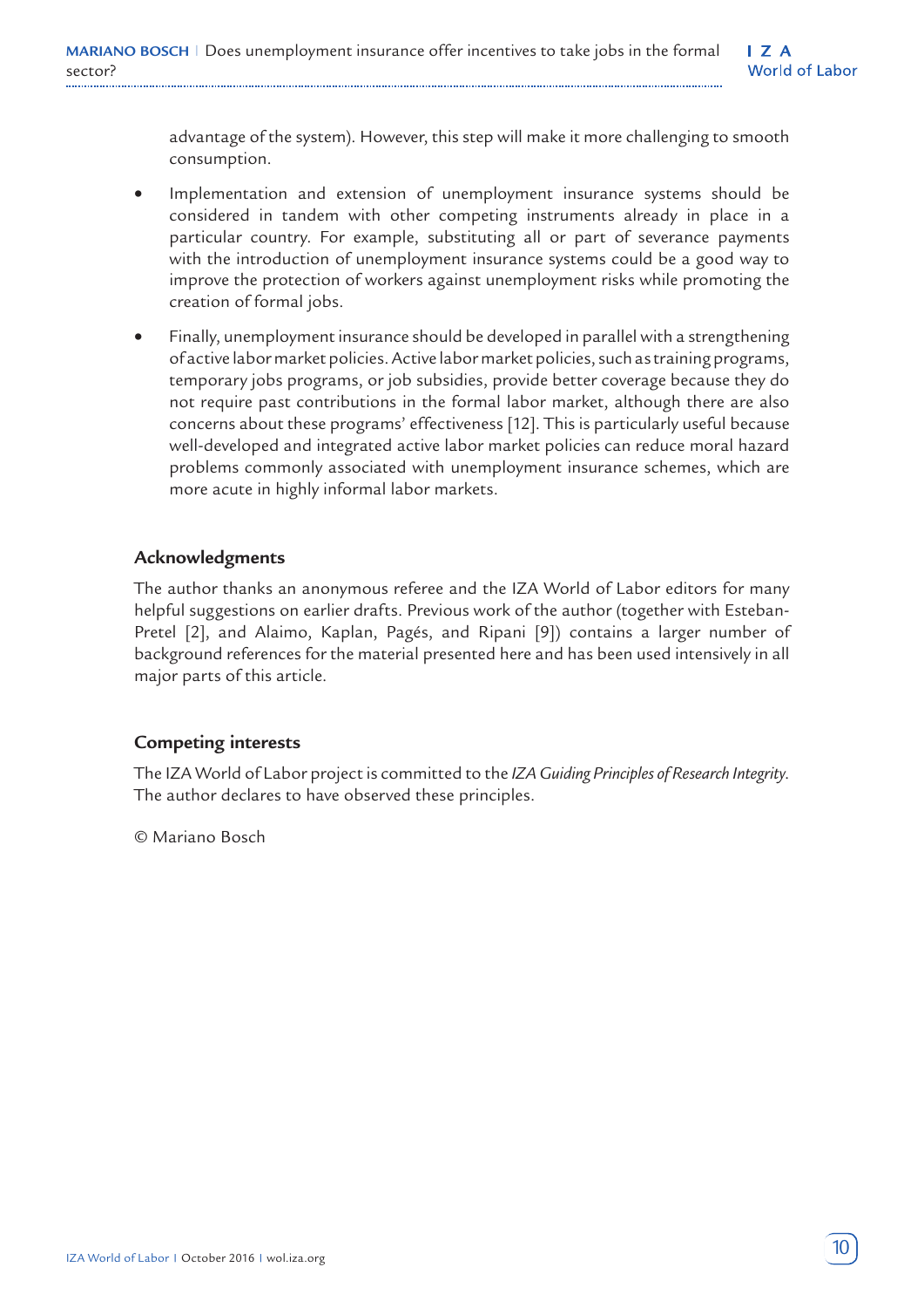advantage of the system). However, this step will make it more challenging to smooth consumption.

- Implementation and extension of unemployment insurance systems should be considered in tandem with other competing instruments already in place in a particular country. For example, substituting all or part of severance payments with the introduction of unemployment insurance systems could be a good way to improve the protection of workers against unemployment risks while promoting the creation of formal jobs.
- Finally, unemployment insurance should be developed in parallel with a strengthening of active labor market policies. Active labor market policies, such as training programs, temporary jobs programs, or job subsidies, provide better coverage because they do not require past contributions in the formal labor market, although there are also concerns about these programs' effectiveness [12]. This is particularly useful because well-developed and integrated active labor market policies can reduce moral hazard problems commonly associated with unemployment insurance schemes, which are more acute in highly informal labor markets.

## Acknowledgments

The author thanks an anonymous referee and the IZA World of Labor editors for many helpful suggestions on earlier drafts. Previous work of the author (together with Esteban-Pretel [2], and Alaimo, Kaplan, Pagés, and Ripani [9]) contains a larger number of background references for the material presented here and has been used intensively in all major parts of this article.

## Competing interests

The IZA World of Labor project is committed to the *IZA Guiding Principles of Research Integrity*. The author declares to have observed these principles.

© Mariano Bosch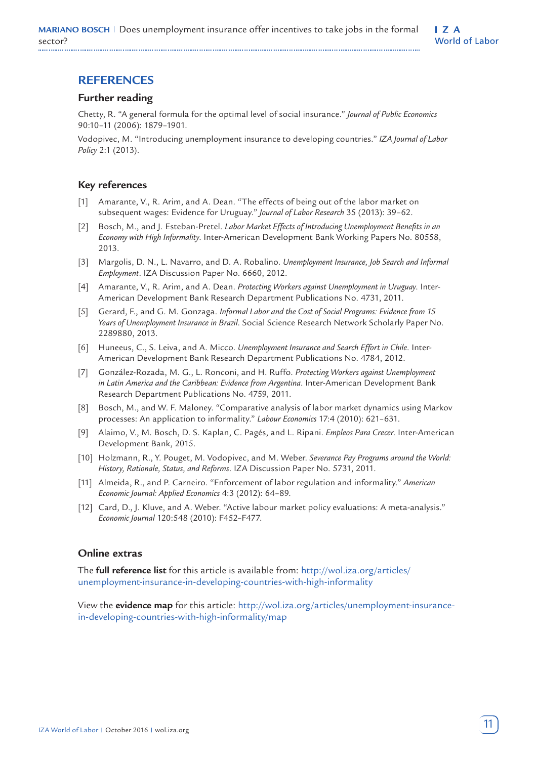## REFERENCES

### Further reading

Chetty, R. "A general formula for the optimal level of social insurance." *Journal of Public Economics* 90:10–11 (2006): 1879–1901.

Vodopivec, M. "Introducing unemployment insurance to developing countries." *IZA Journal of Labor Policy* 2:1 (2013).

### Key references

[1] Amarante, V., R. Arim, and A. Dean. "The effects of being out of the labor market on subsequent wages: Evidence for Uruguay." *Journal of Labor Research* 35 (2013): 39–62.

[2] Bosch, M., and J. Esteban-Pretel. *Labor Market Effects of Introducing Unemployment Benefits in an Economy with High Informality*. Inter-American Development Bank Working Papers No. 80558, 2013.

[3] Margolis, D. N., L. Navarro, and D. A. Robalino. *Unemployment Insurance, Job Search and Informal Employment*. IZA Discussion Paper No. 6660, 2012.

[4] Amarante, V., R. Arim, and A. Dean. *Protecting Workers against Unemployment in Uruguay*. Inter-American Development Bank Research Department Publications No. 4731, 2011.

[5] Gerard, F., and G. M. Gonzaga. *Informal Labor and the Cost of Social Programs: Evidence from 15 Years of Unemployment Insurance in Brazil*. Social Science Research Network Scholarly Paper No. 2289880, 2013.

[6] Huneeus, C., S. Leiva, and A. Micco. *Unemployment Insurance and Search Effort in Chile*. Inter-American Development Bank Research Department Publications No. 4784, 2012.

[7] González-Rozada, M. G., L. Ronconi, and H. Ruffo. *Protecting Workers against Unemployment in Latin America and the Caribbean: Evidence from Argentina*. Inter-American Development Bank Research Department Publications No. 4759, 2011.

[8] Bosch, M., and W. F. Maloney. "Comparative analysis of labor market dynamics using Markov processes: An application to informality." *Labour Economics* 17:4 (2010): 621–631.

[9] Alaimo, V., M. Bosch, D. S. Kaplan, C. Pagés, and L. Ripani. *Empleos Para Crecer*. Inter-American Development Bank, 2015.

[10] Holzmann, R., Y. Pouget, M. Vodopivec, and M. Weber. *Severance Pay Programs around the World: History, Rationale, Status, and Reforms*. IZA Discussion Paper No. 5731, 2011.

[11] Almeida, R., and P. Carneiro. "Enforcement of labor regulation and informality." *American Economic Journal: Applied Economics* 4:3 (2012): 64–89.

[12] Card, D., J. Kluve, and A. Weber. "Active labour market policy evaluations: A meta-analysis." *Economic Journal* 120:548 (2010): F452–F477.

### Online extras

The **full reference list** for this article is available from: http://wol.iza.org/articles/unemployment-insurance-in-developing-countries-with-high-informality

View the **evidence map** for this article: http://wol.iza.org/articles/unemployment-insurance-in-developing-countries-with-high-informality/map